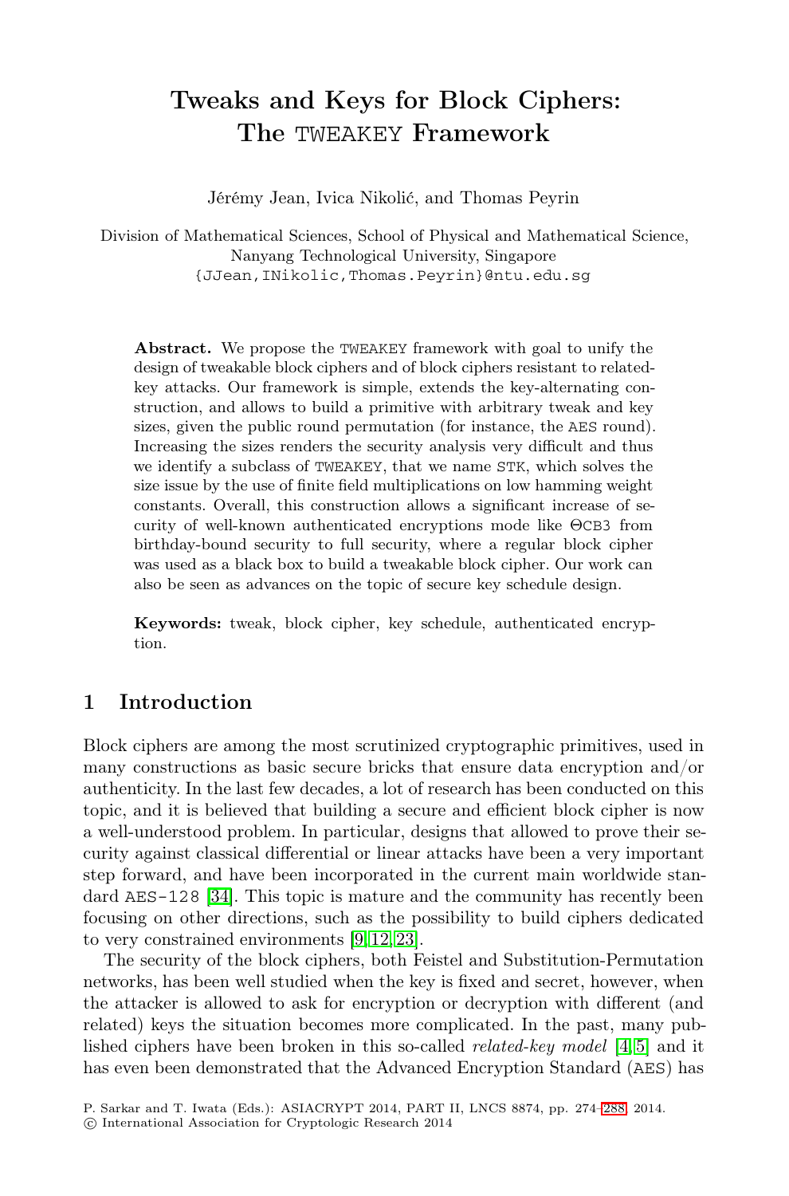# Tweaks and Keys for Block Ciphers: The TWEAKEY Framework

Jérémy Jean, Ivica Nikolić, and Thomas Peyrin

Division of Mathematical Sciences, School of Physical and Mathematical Science, Nanyang Technological University, Singapore
{JJean,INikolic,Thomas.Peyrin}@ntu.edu.sg

**Abstract.** We propose the TWEAKEY framework with goal to unify the design of tweakable block ciphers and of block ciphers resistant to related-key attacks. Our framework is simple, extends the key-alternating construction, and allows to build a primitive with arbitrary tweak and key sizes, given the public round permutation (for instance, the AES round). Increasing the sizes renders the security analysis very difficult and thus we identify a subclass of TWEAKEY, that we name STK, which solves the size issue by the use of finite field multiplications on low hamming weight constants. Overall, this construction allows a significant increase of security of well-known authenticated encryptions mode like ΘCB3 from birthday-bound security to full security, where a regular block cipher was used as a black box to build a tweakable block cipher. Our work can also be seen as advances on the topic of secure key schedule design.

**Keywords:** tweak, block cipher, key schedule, authenticated encryption.

## 1 Introduction

Block ciphers are among the most scrutinized cryptographic primitives, used in many constructions as basic secure bricks that ensure data encryption and/or authenticity. In the last few decades, a lot of research has been conducted on this topic, and it is believed that building a secure and efficient block cipher is now a well-understood problem. In particular, designs that allowed to prove their security against classical differential or linear attacks have been a very important step forward, and have been incorporated in the current main worldwide standard AES-128 [34]. This topic is mature and the community has recently been focusing on other directions, such as the possibility to build ciphers dedicated to very constrained environments [9,12,23].

The security of the block ciphers, both Feistel and Substitution-Permutation networks, has been well studied when the key is fixed and secret, however, when the attacker is allowed to ask for encryption or decryption with different (and related) keys the situation becomes more complicated. In the past, many published ciphers have been broken in this so-called *related-key model* [4,5] and it has even been demonstrated that the Advanced Encryption Standard (AES) has

P. Sarkar and T. Iwata (Eds.): ASIACRYPT 2014, PART II, LNCS 8874, pp. 274–288, 2014.
© International Association for Cryptologic Research 2014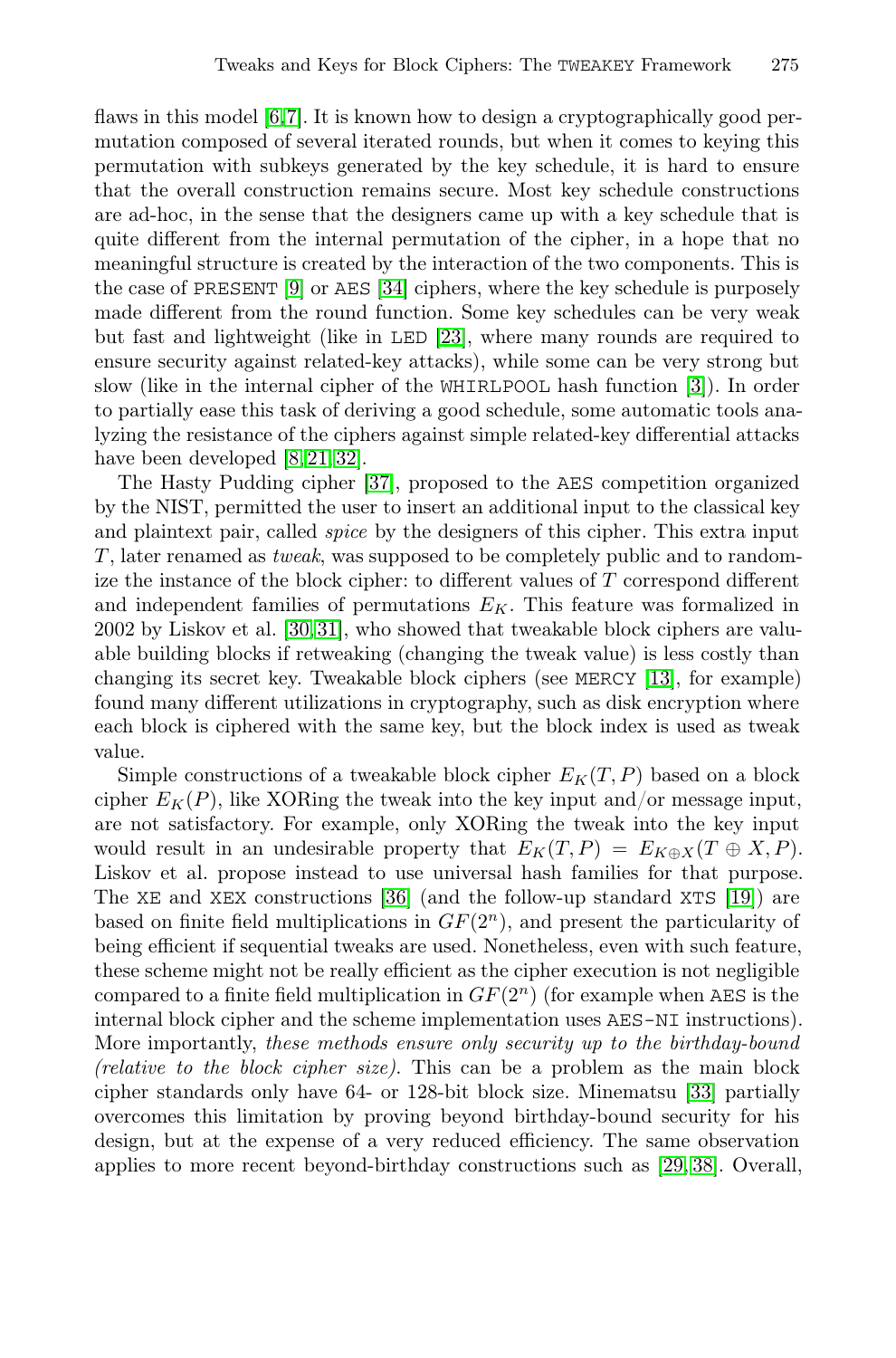flaws in this model [6,7]. It is known how to design a cryptographically good permutation composed of several iterated rounds, but when it comes to keying this permutation with subkeys generated by the key schedule, it is hard to ensure that the overall construction remains secure. Most key schedule constructions are ad-hoc, in the sense that the designers came up with a key schedule that is quite different from the internal permutation of the cipher, in a hope that no meaningful structure is created by the interaction of the two components. This is the case of PRESENT [9] or AES [34] ciphers, where the key schedule is purposely made different from the round function. Some key schedules can be very weak but fast and lightweight (like in LED [23], where many rounds are required to ensure security against related-key attacks), while some can be very strong but slow (like in the internal cipher of the WHIRLPOOL hash function [3]). In order to partially ease this task of deriving a good schedule, some automatic tools analyzing the resistance of the ciphers against simple related-key differential attacks have been developed [8,21,32].

The Hasty Pudding cipher [37], proposed to the AES competition organized by the NIST, permitted the user to insert an additional input to the classical key and plaintext pair, called *spice* by the designers of this cipher. This extra input $T$, later renamed as *tweak*, was supposed to be completely public and to randomize the instance of the block cipher: to different values of $T$ correspond different and independent families of permutations $E_K$. This feature was formalized in 2002 by Liskov et al. [30,31], who showed that tweakable block ciphers are valuable building blocks if retweaking (changing the tweak value) is less costly than changing its secret key. Tweakable block ciphers (see MERCY [13], for example) found many different utilizations in cryptography, such as disk encryption where each block is ciphered with the same key, but the block index is used as tweak value.

Simple constructions of a tweakable block cipher $E_K(T, P)$ based on a block cipher $E_K(P)$, like XORing the tweak into the key input and/or message input, are not satisfactory. For example, only XORing the tweak into the key input would result in an undesirable property that $E_K(T, P) = E_{K \oplus X}(T \oplus X, P)$. Liskov et al. propose instead to use universal hash families for that purpose. The XE and XEX constructions [36] (and the follow-up standard XTS [19]) are based on finite field multiplications in $GF(2^n)$, and present the particularity of being efficient if sequential tweaks are used. Nonetheless, even with such feature, these scheme might not be really efficient as the cipher execution is not negligible compared to a finite field multiplication in $GF(2^n)$ (for example when AES is the internal block cipher and the scheme implementation uses AES-NI instructions). More importantly, *these methods ensure only security up to the birthday-bound (relative to the block cipher size)*. This can be a problem as the main block cipher standards only have 64- or 128-bit block size. Minematsu [33] partially overcomes this limitation by proving beyond birthday-bound security for his design, but at the expense of a very reduced efficiency. The same observation applies to more recent beyond-birthday constructions such as [29,38]. Overall,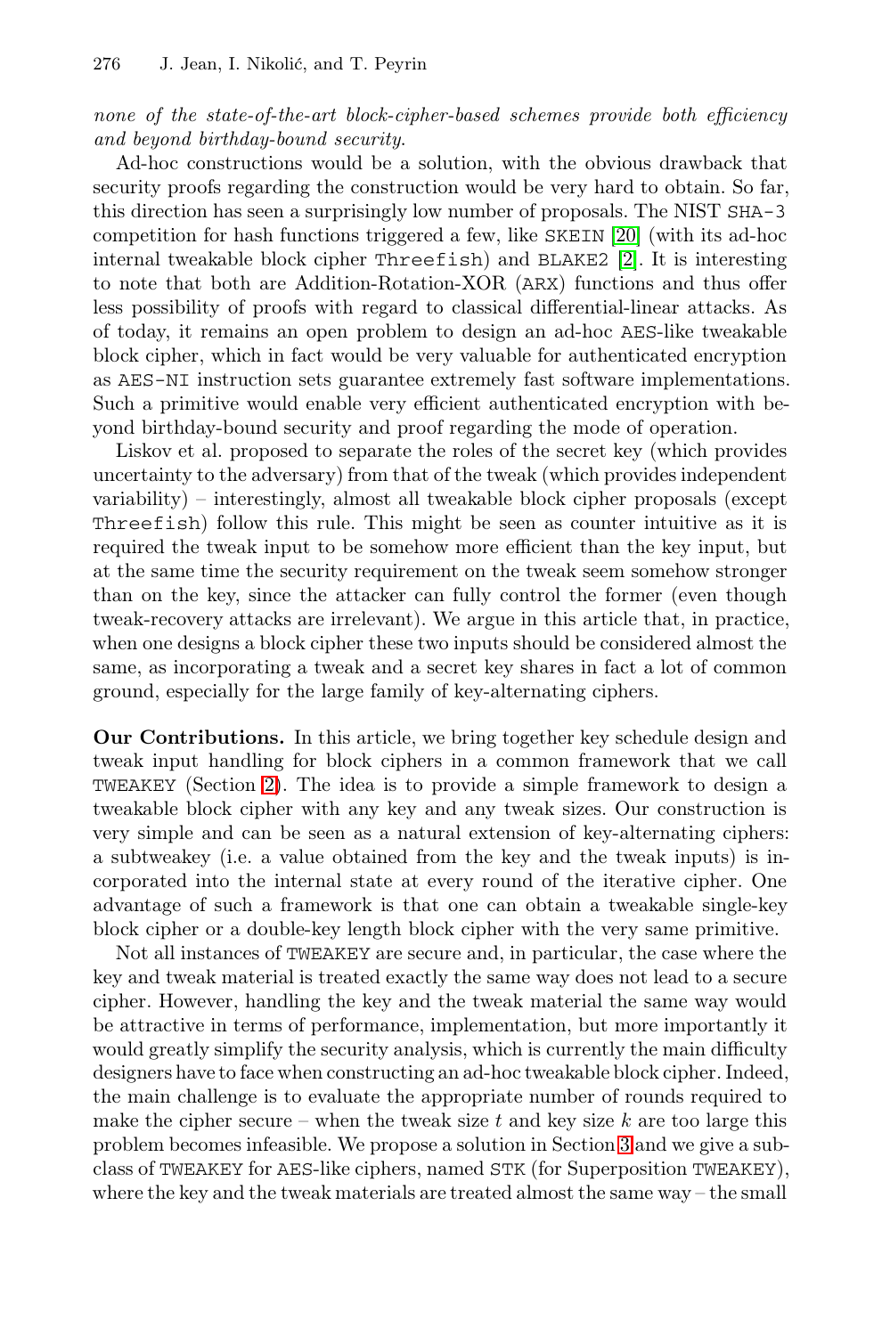*none of the state-of-the-art block-cipher-based schemes provide both efficiency and beyond birthday-bound security.*

Ad-hoc constructions would be a solution, with the obvious drawback that security proofs regarding the construction would be very hard to obtain. So far, this direction has seen a surprisingly low number of proposals. The NIST SHA-3 competition for hash functions triggered a few, like SKEIN [20] (with its ad-hoc internal tweakable block cipher Threefish) and BLAKE2 [2]. It is interesting to note that both are Addition-Rotation-XOR (ARX) functions and thus offer less possibility of proofs with regard to classical differential-linear attacks. As of today, it remains an open problem to design an ad-hoc AES-like tweakable block cipher, which in fact would be very valuable for authenticated encryption as AES-NI instruction sets guarantee extremely fast software implementations. Such a primitive would enable very efficient authenticated encryption with beyond birthday-bound security and proof regarding the mode of operation.

Liskov et al. proposed to separate the roles of the secret key (which provides uncertainty to the adversary) from that of the tweak (which provides independent variability) – interestingly, almost all tweakable block cipher proposals (except Threefish) follow this rule. This might be seen as counter intuitive as it is required the tweak input to be somehow more efficient than the key input, but at the same time the security requirement on the tweak seem somehow stronger than on the key, since the attacker can fully control the former (even though tweak-recovery attacks are irrelevant). We argue in this article that, in practice, when one designs a block cipher these two inputs should be considered almost the same, as incorporating a tweak and a secret key shares in fact a lot of common ground, especially for the large family of key-alternating ciphers.

**Our Contributions.** In this article, we bring together key schedule design and tweak input handling for block ciphers in a common framework that we call TWEAKEY (Section 2). The idea is to provide a simple framework to design a tweakable block cipher with any key and any tweak sizes. Our construction is very simple and can be seen as a natural extension of key-alternating ciphers: a subtweakey (i.e. a value obtained from the key and the tweak inputs) is incorporated into the internal state at every round of the iterative cipher. One advantage of such a framework is that one can obtain a tweakable single-key block cipher or a double-key length block cipher with the very same primitive.

Not all instances of TWEAKEY are secure and, in particular, the case where the key and tweak material is treated exactly the same way does not lead to a secure cipher. However, handling the key and the tweak material the same way would be attractive in terms of performance, implementation, but more importantly it would greatly simplify the security analysis, which is currently the main difficulty designers have to face when constructing an ad-hoc tweakable block cipher. Indeed, the main challenge is to evaluate the appropriate number of rounds required to make the cipher secure – when the tweak size $t$ and key size $k$ are too large this problem becomes infeasible. We propose a solution in Section 3 and we give a subclass of TWEAKEY for AES-like ciphers, named STK (for Superposition TWEAKEY), where the key and the tweak materials are treated almost the same way – the small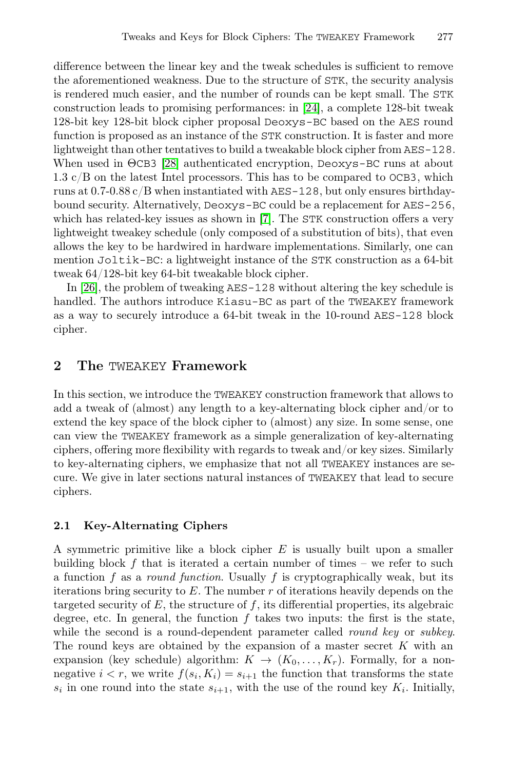difference between the linear key and the tweak schedules is sufficient to remove the aforementioned weakness. Due to the structure of STK, the security analysis is rendered much easier, and the number of rounds can be kept small. The STK construction leads to promising performances: in [24], a complete 128-bit tweak 128-bit key 128-bit block cipher proposal Deoxys-BC based on the AES round function is proposed as an instance of the STK construction. It is faster and more lightweight than other tentatives to build a tweakable block cipher from AES-128. When used in ΘCB3 [28] authenticated encryption, Deoxys-BC runs at about 1.3 c/B on the latest Intel processors. This has to be compared to OCB3, which runs at 0.7-0.88 c/B when instantiated with AES-128, but only ensures birthday-bound security. Alternatively, Deoxys-BC could be a replacement for AES-256, which has related-key issues as shown in [7]. The STK construction offers a very lightweight tweakey schedule (only composed of a substitution of bits), that even allows the key to be hardwired in hardware implementations. Similarly, one can mention Joltik-BC: a lightweight instance of the STK construction as a 64-bit tweak 64/128-bit key 64-bit tweakable block cipher.

In [26], the problem of tweaking AES-128 without altering the key schedule is handled. The authors introduce Kiasu-BC as part of the TWEAKEY framework as a way to securely introduce a 64-bit tweak in the 10-round AES-128 block cipher.

## 2 The TWEAKEY Framework

In this section, we introduce the TWEAKEY construction framework that allows to add a tweak of (almost) any length to a key-alternating block cipher and/or to extend the key space of the block cipher to (almost) any size. In some sense, one can view the TWEAKEY framework as a simple generalization of key-alternating ciphers, offering more flexibility with regards to tweak and/or key sizes. Similarly to key-alternating ciphers, we emphasize that not all TWEAKEY instances are secure. We give in later sections natural instances of TWEAKEY that lead to secure ciphers.

### 2.1 Key-Alternating Ciphers

A symmetric primitive like a block cipher $E$ is usually built upon a smaller building block $f$ that is iterated a certain number of times – we refer to such a function $f$ as a *round function*. Usually $f$ is cryptographically weak, but its iterations bring security to $E$. The number $r$ of iterations heavily depends on the targeted security of $E$, the structure of $f$, its differential properties, its algebraic degree, etc. In general, the function $f$ takes two inputs: the first is the state, while the second is a round-dependent parameter called *round key* or *subkey*. The round keys are obtained by the expansion of a master secret $K$ with an expansion (key schedule) algorithm: $K \rightarrow (K_0, \ldots, K_r)$. Formally, for a non-negative $i < r$, we write $f(s_i, K_i) = s_{i+1}$ the function that transforms the state $s_i$ in one round into the state $s_{i+1}$, with the use of the round key $K_i$. Initially,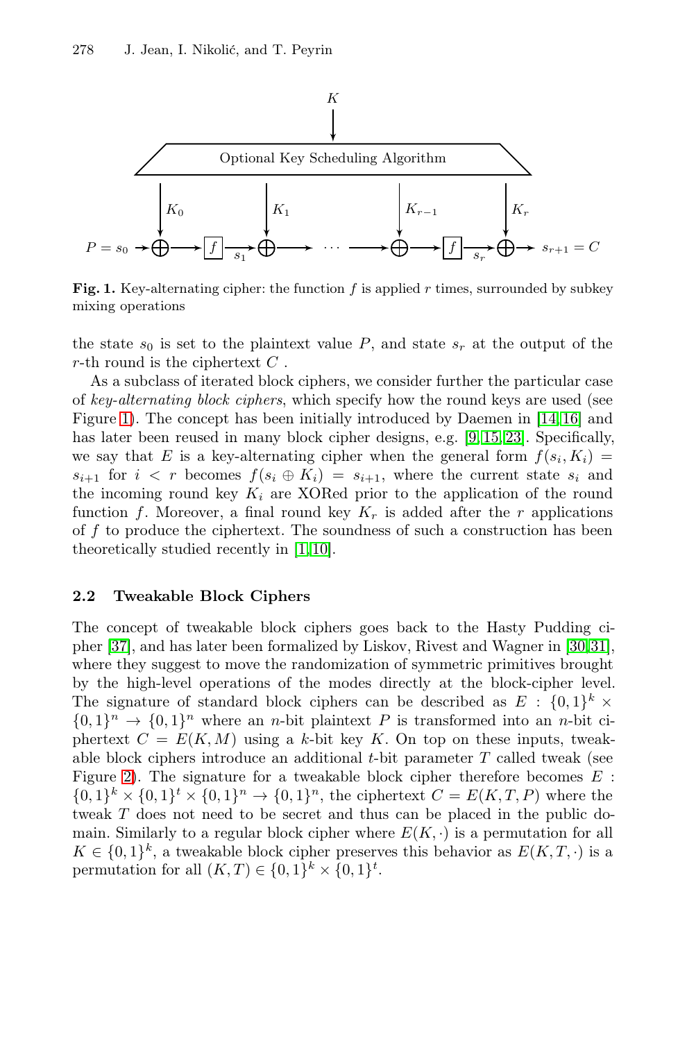**Fig. 1.** Key-alternating cipher: the function $f$ is applied $r$ times, surrounded by subkey mixing operations

the state $s_0$ is set to the plaintext value $P$, and state $s_r$ at the output of the $r$-th round is the ciphertext $C$ .

As a subclass of iterated block ciphers, we consider further the particular case of *key-alternating block ciphers*, which specify how the round keys are used (see Figure 1). The concept has been initially introduced by Daemen in [14,16] and has later been reused in many block cipher designs, e.g. [9,15,23]. Specifically, we say that $E$ is a key-alternating cipher when the general form $f(s_i, K_i) = s_{i+1}$ for $i < r$ becomes $f(s_i \oplus K_i) = s_{i+1}$, where the current state $s_i$ and the incoming round key $K_i$ are XORed prior to the application of the round function $f$. Moreover, a final round key $K_r$ is added after the $r$ applications of $f$ to produce the ciphertext. The soundness of such a construction has been theoretically studied recently in [1,10].

### 2.2 Tweakable Block Ciphers

The concept of tweakable block ciphers goes back to the Hasty Pudding cipher [37], and has later been formalized by Liskov, Rivest and Wagner in [30,31], where they suggest to move the randomization of symmetric primitives brought by the high-level operations of the modes directly at the block-cipher level. The signature of standard block ciphers can be described as $E : \{0,1\}^k \times \{0,1\}^n \to \{0,1\}^n$ where an $n$-bit plaintext $P$ is transformed into an $n$-bit ciphertext $C = E(K, M)$ using a $k$-bit key $K$. On top on these inputs, tweakable block ciphers introduce an additional $t$-bit parameter $T$ called tweak (see Figure 2). The signature for a tweakable block cipher therefore becomes $E : \{0,1\}^k \times \{0,1\}^t \times \{0,1\}^n \to \{0,1\}^n$, the ciphertext $C = E(K, T, P)$ where the tweak $T$ does not need to be secret and thus can be placed in the public domain. Similarly to a regular block cipher where $E(K, \cdot)$ is a permutation for all $K \in \{0,1\}^k$, a tweakable block cipher preserves this behavior as $E(K, T, \cdot)$ is a permutation for all $(K, T) \in \{0,1\}^k \times \{0,1\}^t$.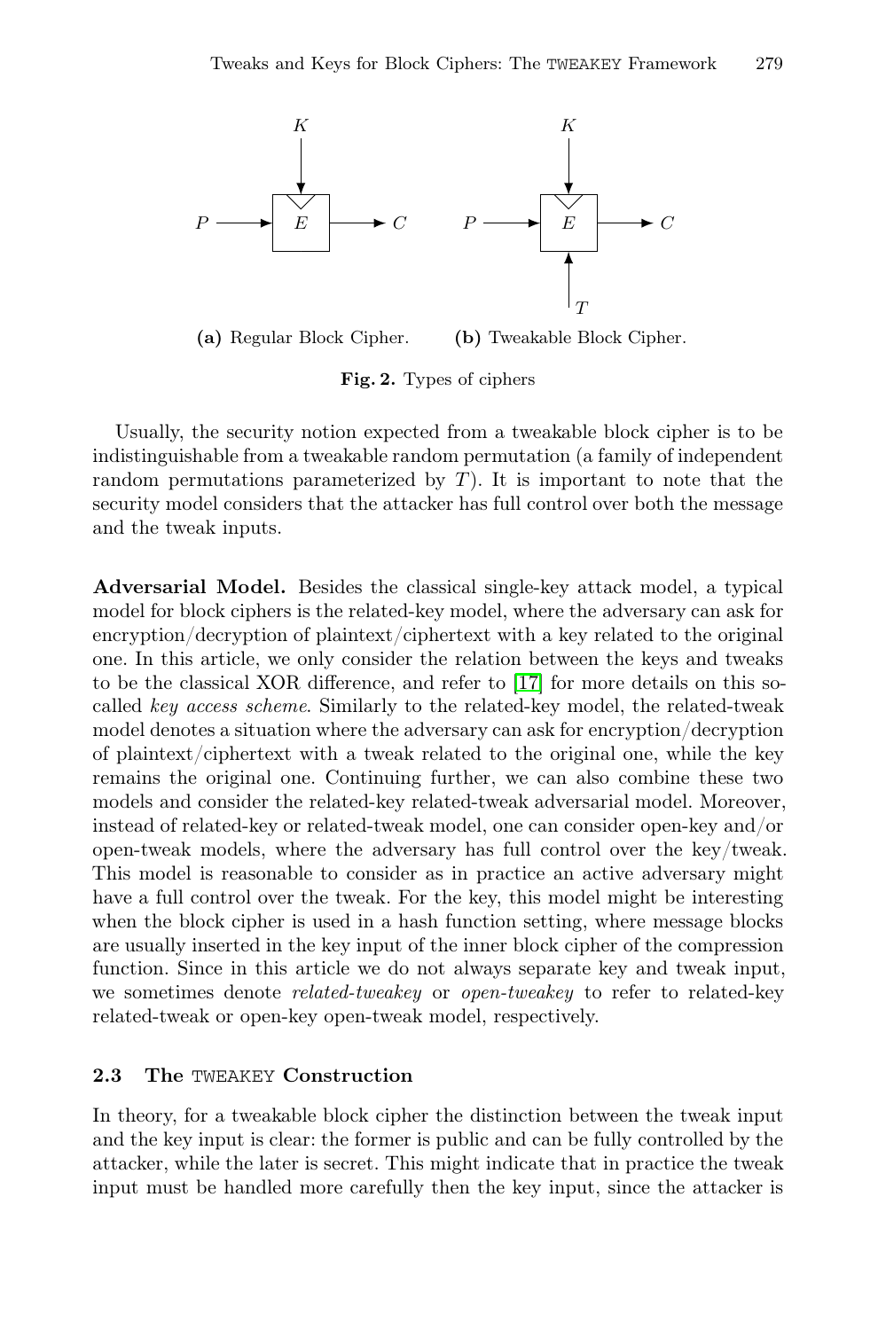(a) Regular Block Cipher. (b) Tweakable Block Cipher.

**Fig. 2.** Types of ciphers

Usually, the security notion expected from a tweakable block cipher is to be indistinguishable from a tweakable random permutation (a family of independent random permutations parameterized by $T$). It is important to note that the security model considers that the attacker has full control over both the message and the tweak inputs.

**Adversarial Model.** Besides the classical single-key attack model, a typical model for block ciphers is the related-key model, where the adversary can ask for encryption/decryption of plaintext/ciphertext with a key related to the original one. In this article, we only consider the relation between the keys and tweaks to be the classical XOR difference, and refer to [17] for more details on this so-called *key access scheme*. Similarly to the related-key model, the related-tweak model denotes a situation where the adversary can ask for encryption/decryption of plaintext/ciphertext with a tweak related to the original one, while the key remains the original one. Continuing further, we can also combine these two models and consider the related-key related-tweak adversarial model. Moreover, instead of related-key or related-tweak model, one can consider open-key and/or open-tweak models, where the adversary has full control over the key/tweak. This model is reasonable to consider as in practice an active adversary might have a full control over the tweak. For the key, this model might be interesting when the block cipher is used in a hash function setting, where message blocks are usually inserted in the key input of the inner block cipher of the compression function. Since in this article we do not always separate key and tweak input, we sometimes denote *related-tweakey* or *open-tweakey* to refer to related-key related-tweak or open-key open-tweak model, respectively.

### 2.3 The TWEAKEY Construction

In theory, for a tweakable block cipher the distinction between the tweak input and the key input is clear: the former is public and can be fully controlled by the attacker, while the later is secret. This might indicate that in practice the tweak input must be handled more carefully then the key input, since the attacker is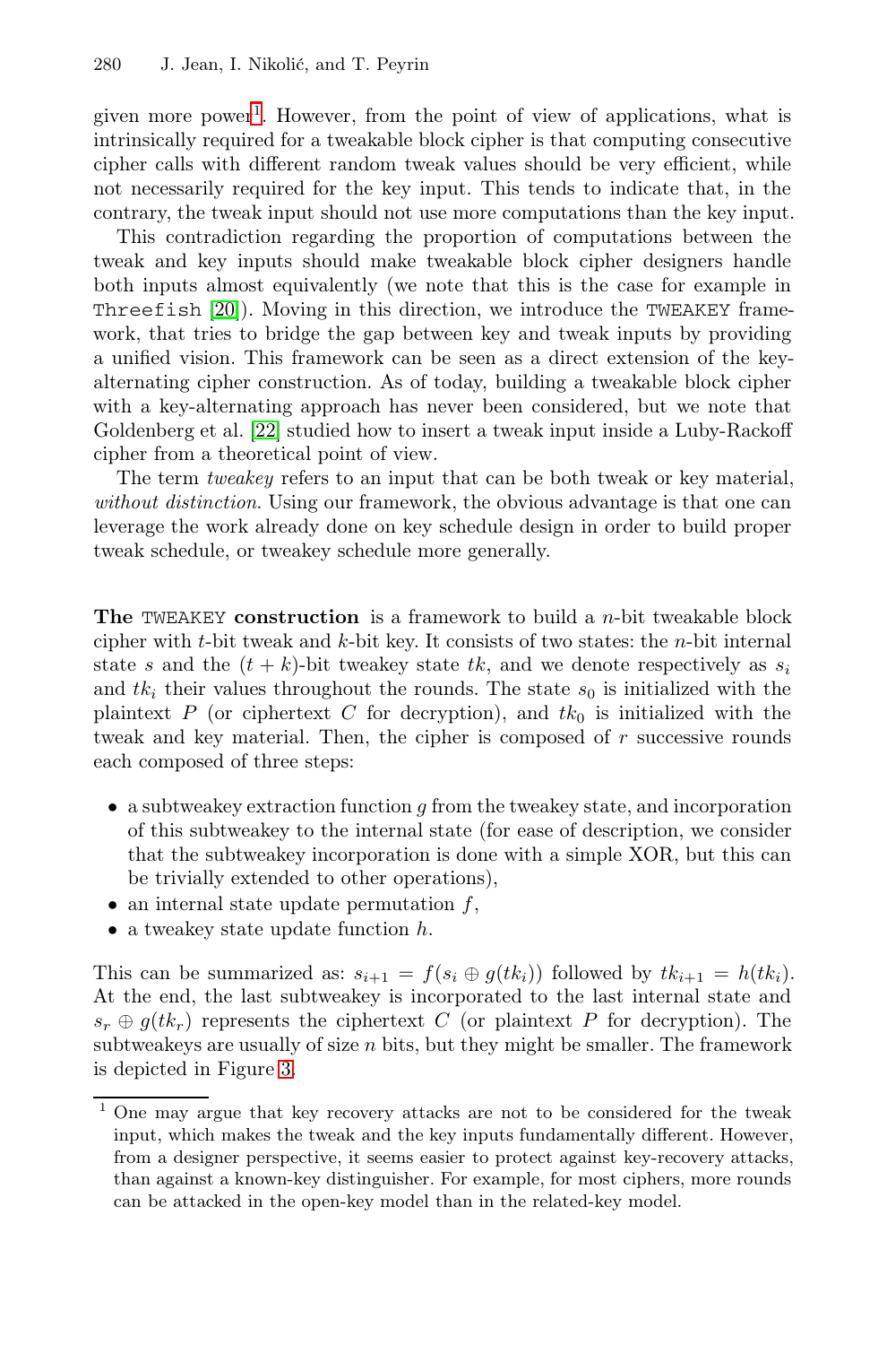given more power[1]. However, from the point of view of applications, what is intrinsically required for a tweakable block cipher is that computing consecutive cipher calls with different random tweak values should be very efficient, while not necessarily required for the key input. This tends to indicate that, in the contrary, the tweak input should not use more computations than the key input.

This contradiction regarding the proportion of computations between the tweak and key inputs should make tweakable block cipher designers handle both inputs almost equivalently (we note that this is the case for example in Threefish [20]). Moving in this direction, we introduce the TWEAKEY framework, that tries to bridge the gap between key and tweak inputs by providing a unified vision. This framework can be seen as a direct extension of the key-alternating cipher construction. As of today, building a tweakable block cipher with a key-alternating approach has never been considered, but we note that Goldenberg et al. [22] studied how to insert a tweak input inside a Luby-Rackoff cipher from a theoretical point of view.

The term *tweakey* refers to an input that can be both tweak or key material, *without distinction*. Using our framework, the obvious advantage is that one can leverage the work already done on key schedule design in order to build proper tweak schedule, or tweakey schedule more generally.

**The TWEAKEY construction** is a framework to build a $n$-bit tweakable block cipher with $t$-bit tweak and $k$-bit key. It consists of two states: the $n$-bit internal state $s$ and the $(t+k)$-bit tweakey state $tk$, and we denote respectively as $s_i$ and $tk_i$ their values throughout the rounds. The state $s_0$ is initialized with the plaintext $P$ (or ciphertext $C$ for decryption), and $tk_0$ is initialized with the tweak and key material. Then, the cipher is composed of $r$ successive rounds each composed of three steps:

- a subtweakey extraction function $g$ from the tweakey state, and incorporation of this subtweakey to the internal state (for ease of description, we consider that the subtweakey incorporation is done with a simple XOR, but this can be trivially extended to other operations),
- an internal state update permutation $f$,
- a tweakey state update function $h$.

This can be summarized as: $s_{i+1} = f(s_i \oplus g(tk_i))$ followed by $tk_{i+1} = h(tk_i)$. At the end, the last subtweakey is incorporated to the last internal state and $s_r \oplus g(tk_r)$ represents the ciphertext $C$ (or plaintext $P$ for decryption). The subtweakeys are usually of size $n$ bits, but they might be smaller. The framework is depicted in Figure 3.

[1] One may argue that key recovery attacks are not to be considered for the tweak input, which makes the tweak and the key inputs fundamentally different. However, from a designer perspective, it seems easier to protect against key-recovery attacks, than against a known-key distinguisher. For example, for most ciphers, more rounds can be attacked in the open-key model than in the related-key model.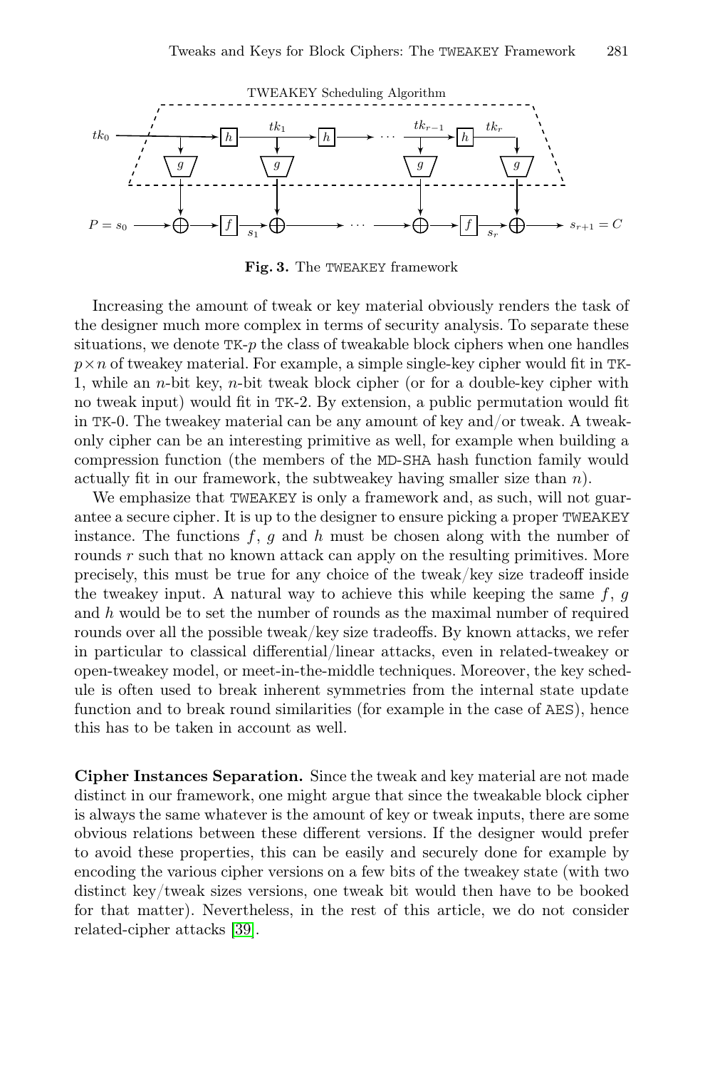**Fig. 3.** The TWEAKEY framework

Increasing the amount of tweak or key material obviously renders the task of the designer much more complex in terms of security analysis. To separate these situations, we denote TK-$p$ the class of tweakable block ciphers when one handles $p \times n$ of tweakey material. For example, a simple single-key cipher would fit in TK-1, while an $n$-bit key, $n$-bit tweak block cipher (or for a double-key cipher with no tweak input) would fit in TK-2. By extension, a public permutation would fit in TK-0. The tweakey material can be any amount of key and/or tweak. A tweak-only cipher can be an interesting primitive as well, for example when building a compression function (the members of the MD-SHA hash function family would actually fit in our framework, the subtweakey having smaller size than $n$).

We emphasize that TWEAKEY is only a framework and, as such, will not guarantee a secure cipher. It is up to the designer to ensure picking a proper TWEAKEY instance. The functions $f$, $g$ and $h$ must be chosen along with the number of rounds $r$ such that no known attack can apply on the resulting primitives. More precisely, this must be true for any choice of the tweak/key size tradeoff inside the tweakey input. A natural way to achieve this while keeping the same $f$, $g$ and $h$ would be to set the number of rounds as the maximal number of required rounds over all the possible tweak/key size tradeoffs. By known attacks, we refer in particular to classical differential/linear attacks, even in related-tweakey or open-tweakey model, or meet-in-the-middle techniques. Moreover, the key schedule is often used to break inherent symmetries from the internal state update function and to break round similarities (for example in the case of AES), hence this has to be taken in account as well.

**Cipher Instances Separation.** Since the tweak and key material are not made distinct in our framework, one might argue that since the tweakable block cipher is always the same whatever is the amount of key or tweak inputs, there are some obvious relations between these different versions. If the designer would prefer to avoid these properties, this can be easily and securely done for example by encoding the various cipher versions on a few bits of the tweakey state (with two distinct key/tweak sizes versions, one tweak bit would then have to be booked for that matter). Nevertheless, in the rest of this article, we do not consider related-cipher attacks [39].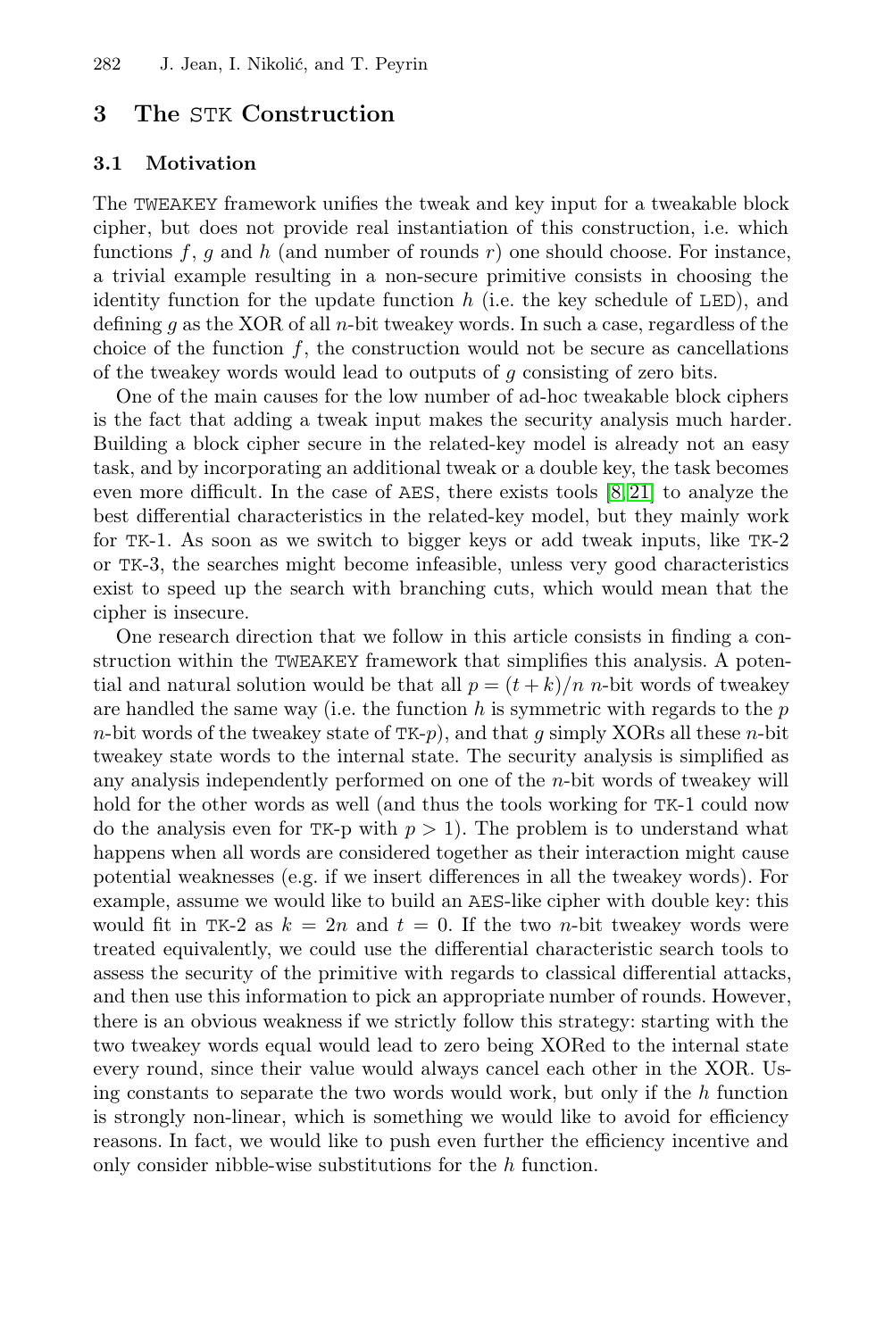## 3 The STK Construction

### 3.1 Motivation

The TWEAKEY framework unifies the tweak and key input for a tweakable block cipher, but does not provide real instantiation of this construction, i.e. which functions $f$, $g$ and $h$ (and number of rounds $r$) one should choose. For instance, a trivial example resulting in a non-secure primitive consists in choosing the identity function for the update function $h$ (i.e. the key schedule of LED), and defining $g$ as the XOR of all $n$-bit tweakey words. In such a case, regardless of the choice of the function $f$, the construction would not be secure as cancellations of the tweakey words would lead to outputs of $g$ consisting of zero bits.

One of the main causes for the low number of ad-hoc tweakable block ciphers is the fact that adding a tweak input makes the security analysis much harder. Building a block cipher secure in the related-key model is already not an easy task, and by incorporating an additional tweak or a double key, the task becomes even more difficult. In the case of AES, there exists tools [8,21] to analyze the best differential characteristics in the related-key model, but they mainly work for TK-1. As soon as we switch to bigger keys or add tweak inputs, like TK-2 or TK-3, the searches might become infeasible, unless very good characteristics exist to speed up the search with branching cuts, which would mean that the cipher is insecure.

One research direction that we follow in this article consists in finding a construction within the TWEAKEY framework that simplifies this analysis. A potential and natural solution would be that all $p = (t + k)/n$ $n$-bit words of tweakey are handled the same way (i.e. the function $h$ is symmetric with regards to the $p$ $n$-bit words of the tweakey state of TK-$p$), and that $g$ simply XORs all these $n$-bit tweakey state words to the internal state. The security analysis is simplified as any analysis independently performed on one of the $n$-bit words of tweakey will hold for the other words as well (and thus the tools working for TK-1 could now do the analysis even for TK-p with $p > 1$). The problem is to understand what happens when all words are considered together as their interaction might cause potential weaknesses (e.g. if we insert differences in all the tweakey words). For example, assume we would like to build an AES-like cipher with double key: this would fit in TK-2 as $k = 2n$ and $t = 0$. If the two $n$-bit tweakey words were treated equivalently, we could use the differential characteristic search tools to assess the security of the primitive with regards to classical differential attacks, and then use this information to pick an appropriate number of rounds. However, there is an obvious weakness if we strictly follow this strategy: starting with the two tweakey words equal would lead to zero being XORed to the internal state every round, since their value would always cancel each other in the XOR. Using constants to separate the two words would work, but only if the $h$ function is strongly non-linear, which is something we would like to avoid for efficiency reasons. In fact, we would like to push even further the efficiency incentive and only consider nibble-wise substitutions for the $h$ function.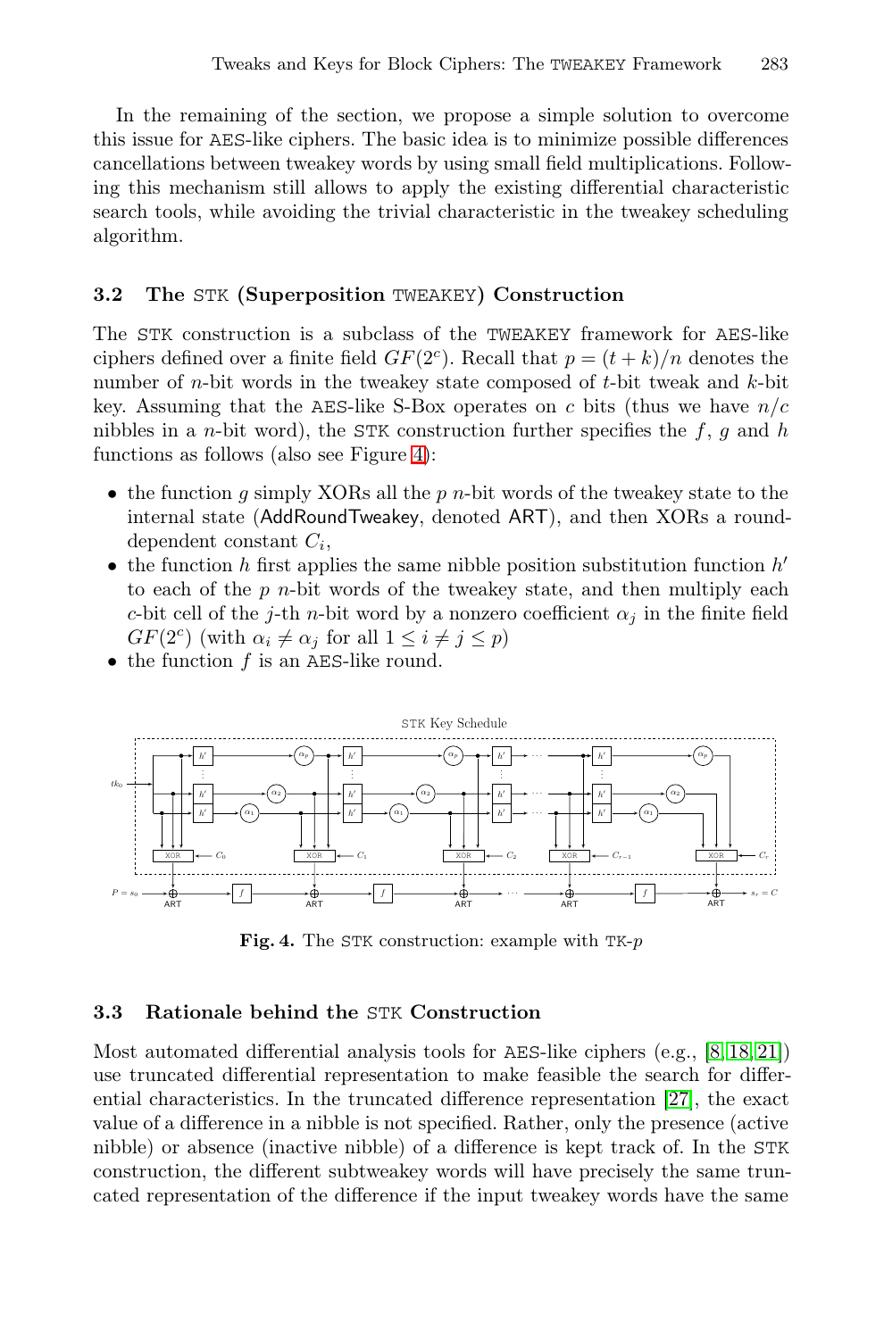In the remaining of the section, we propose a simple solution to overcome this issue for AES-like ciphers. The basic idea is to minimize possible differences cancellations between tweakey words by using small field multiplications. Following this mechanism still allows to apply the existing differential characteristic search tools, while avoiding the trivial characteristic in the tweakey scheduling algorithm.

### 3.2 The STK (Superposition TWEAKEY) Construction

The STK construction is a subclass of the TWEAKEY framework for AES-like ciphers defined over a finite field $GF(2^c)$. Recall that $p = (t + k)/n$ denotes the number of $n$-bit words in the tweakey state composed of $t$-bit tweak and $k$-bit key. Assuming that the AES-like S-Box operates on $c$ bits (thus we have $n/c$ nibbles in a $n$-bit word), the STK construction further specifies the $f$, $g$ and $h$ functions as follows (also see Figure 4):

- the function $g$ simply XORs all the $p$ $n$-bit words of the tweakey state to the internal state (AddRoundTweakey, denoted ART), and then XORs a round-dependent constant $C_i$,
- the function $h$ first applies the same nibble position substitution function $h'$ to each of the $p$ $n$-bit words of the tweakey state, and then multiply each $c$-bit cell of the $j$-th $n$-bit word by a nonzero coefficient $\alpha_j$ in the finite field $GF(2^c)$ (with $\alpha_i \neq \alpha_j$ for all $1 \leq i \neq j \leq p$)
- the function $f$ is an AES-like round.

**Fig. 4.** The STK construction: example with TK-$p$

### 3.3 Rationale behind the STK Construction

Most automated differential analysis tools for AES-like ciphers (e.g., [8,18,21]) use truncated differential representation to make feasible the search for differential characteristics. In the truncated difference representation [27], the exact value of a difference in a nibble is not specified. Rather, only the presence (active nibble) or absence (inactive nibble) of a difference is kept track of. In the STK construction, the different subtweakey words will have precisely the same truncated representation of the difference if the input tweakey words have the same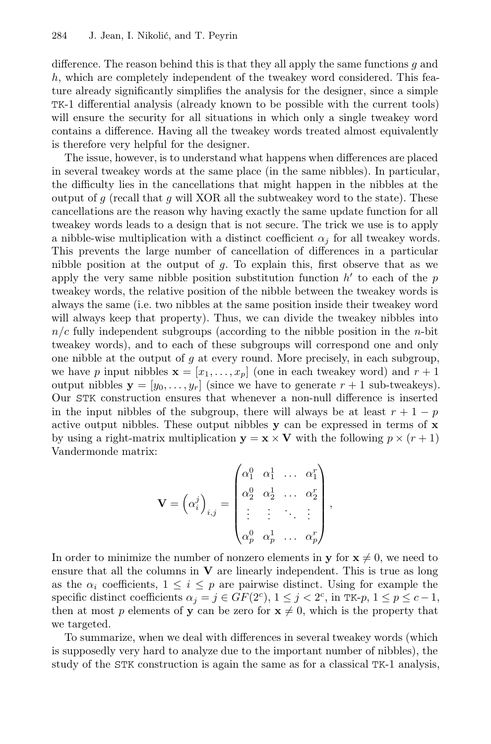difference. The reason behind this is that they all apply the same functions $g$ and $h$, which are completely independent of the tweakey word considered. This feature already significantly simplifies the analysis for the designer, since a simple TK-1 differential analysis (already known to be possible with the current tools) will ensure the security for all situations in which only a single tweakey word contains a difference. Having all the tweakey words treated almost equivalently is therefore very helpful for the designer.

The issue, however, is to understand what happens when differences are placed in several tweakey words at the same place (in the same nibbles). In particular, the difficulty lies in the cancellations that might happen in the nibbles at the output of $g$ (recall that $g$ will XOR all the subtweakey word to the state). These cancellations are the reason why having exactly the same update function for all tweakey words leads to a design that is not secure. The trick we use is to apply a nibble-wise multiplication with a distinct coefficient $\alpha_j$ for all tweakey words. This prevents the large number of cancellation of differences in a particular nibble position at the output of $g$. To explain this, first observe that as we apply the very same nibble position substitution function $h'$ to each of the $p$ tweakey words, the relative position of the nibble between the tweakey words is always the same (i.e. two nibbles at the same position inside their tweakey word will always keep that property). Thus, we can divide the tweakey nibbles into $n/c$ fully independent subgroups (according to the nibble position in the $n$-bit tweakey words), and to each of these subgroups will correspond one and only one nibble at the output of $g$ at every round. More precisely, in each subgroup, we have $p$ input nibbles $\mathbf{x} = [x_1, \ldots, x_p]$ (one in each tweakey word) and $r+1$ output nibbles $\mathbf{y} = [y_0, \ldots, y_r]$ (since we have to generate $r+1$ sub-tweakeys). Our STK construction ensures that whenever a non-null difference is inserted in the input nibbles of the subgroup, there will always be at least $r+1-p$ active output nibbles. These output nibbles $\mathbf{y}$ can be expressed in terms of $\mathbf{x}$ by using a right-matrix multiplication $\mathbf{y} = \mathbf{x} \times \mathbf{V}$ with the following $p \times (r+1)$ Vandermonde matrix:

$$\mathbf{V} = \left(\alpha_i^j\right)_{i,j} = \begin{pmatrix} \alpha_1^0 & \alpha_1^1 & \ldots & \alpha_1^r \\ \alpha_2^0 & \alpha_2^1 & \ldots & \alpha_2^r \\ \vdots & \vdots & \ddots & \vdots \\ \alpha_p^0 & \alpha_p^1 & \ldots & \alpha_p^r \end{pmatrix},$$

In order to minimize the number of nonzero elements in $\mathbf{y}$ for $\mathbf{x} \neq 0$, we need to ensure that all the columns in $\mathbf{V}$ are linearly independent. This is true as long as the $\alpha_i$ coefficients, $1 \leq i \leq p$ are pairwise distinct. Using for example the specific distinct coefficients $\alpha_j = j \in GF(2^c)$, $1 \leq j < 2^c$, in TK-$p$, $1 \leq p \leq c-1$, then at most $p$ elements of $\mathbf{y}$ can be zero for $\mathbf{x} \neq 0$, which is the property that we targeted.

To summarize, when we deal with differences in several tweakey words (which is supposedly very hard to analyze due to the important number of nibbles), the study of the STK construction is again the same as for a classical TK-1 analysis,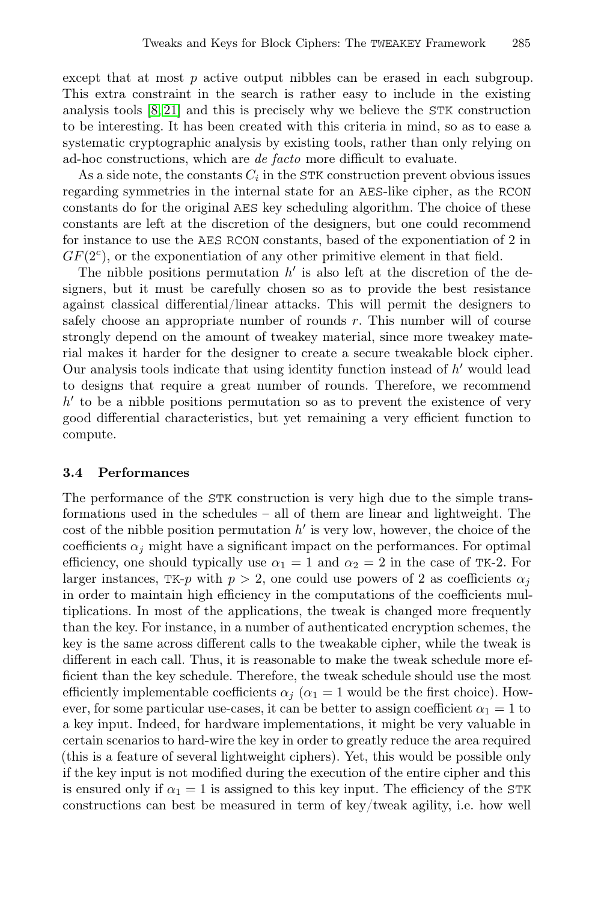except that at most $p$ active output nibbles can be erased in each subgroup. This extra constraint in the search is rather easy to include in the existing analysis tools [8,21] and this is precisely why we believe the STK construction to be interesting. It has been created with this criteria in mind, so as to ease a systematic cryptographic analysis by existing tools, rather than only relying on ad-hoc constructions, which are *de facto* more difficult to evaluate.

As a side note, the constants $C_i$ in the STK construction prevent obvious issues regarding symmetries in the internal state for an AES-like cipher, as the RCON constants do for the original AES key scheduling algorithm. The choice of these constants are left at the discretion of the designers, but one could recommend for instance to use the AES RCON constants, based of the exponentiation of 2 in $GF(2^c)$, or the exponentiation of any other primitive element in that field.

The nibble positions permutation $h'$ is also left at the discretion of the designers, but it must be carefully chosen so as to provide the best resistance against classical differential/linear attacks. This will permit the designers to safely choose an appropriate number of rounds $r$. This number will of course strongly depend on the amount of tweakey material, since more tweakey material makes it harder for the designer to create a secure tweakable block cipher. Our analysis tools indicate that using identity function instead of $h'$ would lead to designs that require a great number of rounds. Therefore, we recommend $h'$ to be a nibble positions permutation so as to prevent the existence of very good differential characteristics, but yet remaining a very efficient function to compute.

### 3.4 Performances

The performance of the STK construction is very high due to the simple transformations used in the schedules – all of them are linear and lightweight. The cost of the nibble position permutation $h'$ is very low, however, the choice of the coefficients $\alpha_j$ might have a significant impact on the performances. For optimal efficiency, one should typically use $\alpha_1 = 1$ and $\alpha_2 = 2$ in the case of TK-2. For larger instances, TK-$p$ with $p > 2$, one could use powers of 2 as coefficients $\alpha_j$ in order to maintain high efficiency in the computations of the coefficients multiplications. In most of the applications, the tweak is changed more frequently than the key. For instance, in a number of authenticated encryption schemes, the key is the same across different calls to the tweakable cipher, while the tweak is different in each call. Thus, it is reasonable to make the tweak schedule more efficient than the key schedule. Therefore, the tweak schedule should use the most efficiently implementable coefficients $\alpha_j$ ($\alpha_1 = 1$ would be the first choice). However, for some particular use-cases, it can be better to assign coefficient $\alpha_1 = 1$ to a key input. Indeed, for hardware implementations, it might be very valuable in certain scenarios to hard-wire the key in order to greatly reduce the area required (this is a feature of several lightweight ciphers). Yet, this would be possible only if the key input is not modified during the execution of the entire cipher and this is ensured only if $\alpha_1 = 1$ is assigned to this key input. The efficiency of the STK constructions can best be measured in term of key/tweak agility, i.e. how well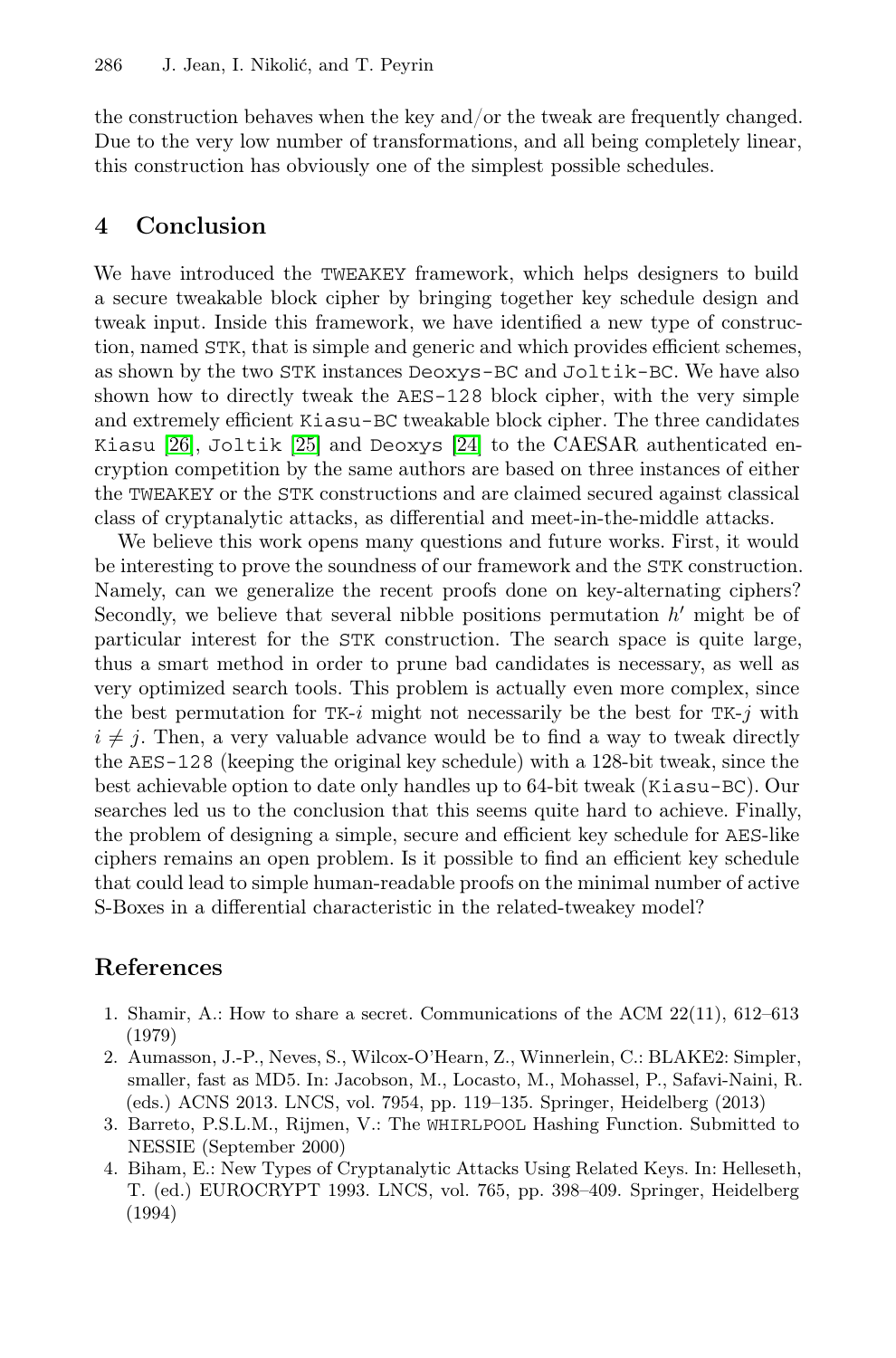the construction behaves when the key and/or the tweak are frequently changed. Due to the very low number of transformations, and all being completely linear, this construction has obviously one of the simplest possible schedules.

## 4 Conclusion

We have introduced the TWEAKEY framework, which helps designers to build a secure tweakable block cipher by bringing together key schedule design and tweak input. Inside this framework, we have identified a new type of construction, named STK, that is simple and generic and which provides efficient schemes, as shown by the two STK instances Deoxys-BC and Joltik-BC. We have also shown how to directly tweak the AES-128 block cipher, with the very simple and extremely efficient Kiasu-BC tweakable block cipher. The three candidates Kiasu [26], Joltik [25] and Deoxys [24] to the CAESAR authenticated encryption competition by the same authors are based on three instances of either the TWEAKEY or the STK constructions and are claimed secured against classical class of cryptanalytic attacks, as differential and meet-in-the-middle attacks.

We believe this work opens many questions and future works. First, it would be interesting to prove the soundness of our framework and the STK construction. Namely, can we generalize the recent proofs done on key-alternating ciphers? Secondly, we believe that several nibble positions permutation $h'$ might be of particular interest for the STK construction. The search space is quite large, thus a smart method in order to prune bad candidates is necessary, as well as very optimized search tools. This problem is actually even more complex, since the best permutation for TK-$i$ might not necessarily be the best for TK-$j$ with $i \neq j$. Then, a very valuable advance would be to find a way to tweak directly the AES-128 (keeping the original key schedule) with a 128-bit tweak, since the best achievable option to date only handles up to 64-bit tweak (Kiasu-BC). Our searches led us to the conclusion that this seems quite hard to achieve. Finally, the problem of designing a simple, secure and efficient key schedule for AES-like ciphers remains an open problem. Is it possible to find an efficient key schedule that could lead to simple human-readable proofs on the minimal number of active S-Boxes in a differential characteristic in the related-tweakey model?

## References

1. Shamir, A.: How to share a secret. Communications of the ACM 22(11), 612–613 (1979)
2. Aumasson, J.-P., Neves, S., Wilcox-O'Hearn, Z., Winnerlein, C.: BLAKE2: Simpler, smaller, fast as MD5. In: Jacobson, M., Locasto, M., Mohassel, P., Safavi-Naini, R. (eds.) ACNS 2013. LNCS, vol. 7954, pp. 119–135. Springer, Heidelberg (2013)
3. Barreto, P.S.L.M., Rijmen, V.: The WHIRLPOOL Hashing Function. Submitted to NESSIE (September 2000)
4. Biham, E.: New Types of Cryptanalytic Attacks Using Related Keys. In: Helleseth, T. (ed.) EUROCRYPT 1993. LNCS, vol. 765, pp. 398–409. Springer, Heidelberg (1994)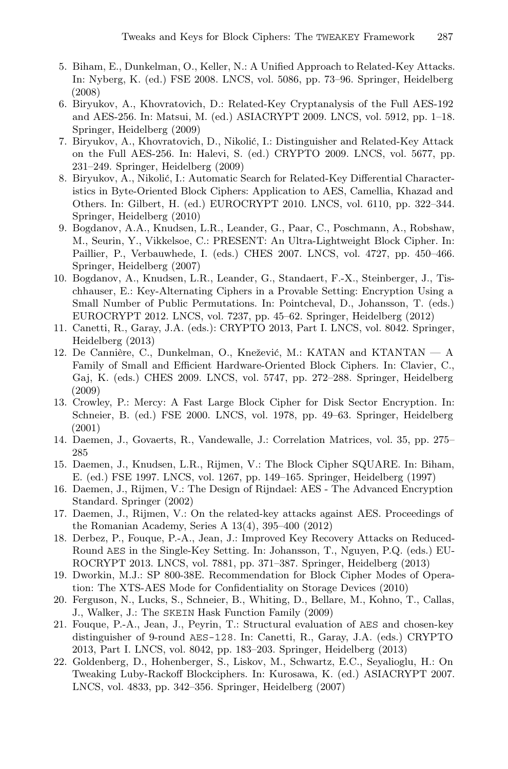5. Biham, E., Dunkelman, O., Keller, N.: A Unified Approach to Related-Key Attacks. In: Nyberg, K. (ed.) FSE 2008. LNCS, vol. 5086, pp. 73–96. Springer, Heidelberg (2008)
6. Biryukov, A., Khovratovich, D.: Related-Key Cryptanalysis of the Full AES-192 and AES-256. In: Matsui, M. (ed.) ASIACRYPT 2009. LNCS, vol. 5912, pp. 1–18. Springer, Heidelberg (2009)
7. Biryukov, A., Khovratovich, D., Nikolić, I.: Distinguisher and Related-Key Attack on the Full AES-256. In: Halevi, S. (ed.) CRYPTO 2009. LNCS, vol. 5677, pp. 231–249. Springer, Heidelberg (2009)
8. Biryukov, A., Nikolić, I.: Automatic Search for Related-Key Differential Characteristics in Byte-Oriented Block Ciphers: Application to AES, Camellia, Khazad and Others. In: Gilbert, H. (ed.) EUROCRYPT 2010. LNCS, vol. 6110, pp. 322–344. Springer, Heidelberg (2010)
9. Bogdanov, A.A., Knudsen, L.R., Leander, G., Paar, C., Poschmann, A., Robshaw, M., Seurin, Y., Vikkelsoe, C.: PRESENT: An Ultra-Lightweight Block Cipher. In: Paillier, P., Verbauwhede, I. (eds.) CHES 2007. LNCS, vol. 4727, pp. 450–466. Springer, Heidelberg (2007)
10. Bogdanov, A., Knudsen, L.R., Leander, G., Standaert, F.-X., Steinberger, J., Tischhauser, E.: Key-Alternating Ciphers in a Provable Setting: Encryption Using a Small Number of Public Permutations. In: Pointcheval, D., Johansson, T. (eds.) EUROCRYPT 2012. LNCS, vol. 7237, pp. 45–62. Springer, Heidelberg (2012)
11. Canetti, R., Garay, J.A. (eds.): CRYPTO 2013, Part I. LNCS, vol. 8042. Springer, Heidelberg (2013)
12. De Cannière, C., Dunkelman, O., Knežević, M.: KATAN and KTANTAN — A Family of Small and Efficient Hardware-Oriented Block Ciphers. In: Clavier, C., Gaj, K. (eds.) CHES 2009. LNCS, vol. 5747, pp. 272–288. Springer, Heidelberg (2009)
13. Crowley, P.: Mercy: A Fast Large Block Cipher for Disk Sector Encryption. In: Schneier, B. (ed.) FSE 2000. LNCS, vol. 1978, pp. 49–63. Springer, Heidelberg (2001)
14. Daemen, J., Govaerts, R., Vandewalle, J.: Correlation Matrices, vol. 35, pp. 275–285
15. Daemen, J., Knudsen, L.R., Rijmen, V.: The Block Cipher SQUARE. In: Biham, E. (ed.) FSE 1997. LNCS, vol. 1267, pp. 149–165. Springer, Heidelberg (1997)
16. Daemen, J., Rijmen, V.: The Design of Rijndael: AES - The Advanced Encryption Standard. Springer (2002)
17. Daemen, J., Rijmen, V.: On the related-key attacks against AES. Proceedings of the Romanian Academy, Series A 13(4), 395–400 (2012)
18. Derbez, P., Fouque, P.-A., Jean, J.: Improved Key Recovery Attacks on Reduced-Round AES in the Single-Key Setting. In: Johansson, T., Nguyen, P.Q. (eds.) EUROCRYPT 2013. LNCS, vol. 7881, pp. 371–387. Springer, Heidelberg (2013)
19. Dworkin, M.J.: SP 800-38E. Recommendation for Block Cipher Modes of Operation: The XTS-AES Mode for Confidentiality on Storage Devices (2010)
20. Ferguson, N., Lucks, S., Schneier, B., Whiting, D., Bellare, M., Kohno, T., Callas, J., Walker, J.: The SKEIN Hask Function Family (2009)
21. Fouque, P.-A., Jean, J., Peyrin, T.: Structural evaluation of AES and chosen-key distinguisher of 9-round AES-128. In: Canetti, R., Garay, J.A. (eds.) CRYPTO 2013, Part I. LNCS, vol. 8042, pp. 183–203. Springer, Heidelberg (2013)
22. Goldenberg, D., Hohenberger, S., Liskov, M., Schwartz, E.C., Seyalioglu, H.: On Tweaking Luby-Rackoff Blockciphers. In: Kurosawa, K. (ed.) ASIACRYPT 2007. LNCS, vol. 4833, pp. 342–356. Springer, Heidelberg (2007)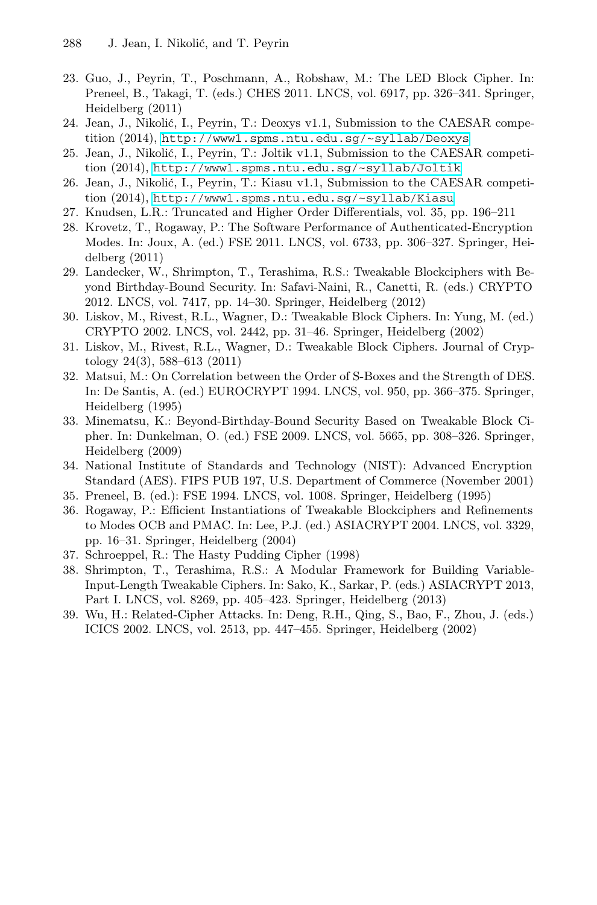23. Guo, J., Peyrin, T., Poschmann, A., Robshaw, M.: The LED Block Cipher. In: Preneel, B., Takagi, T. (eds.) CHES 2011. LNCS, vol. 6917, pp. 326–341. Springer, Heidelberg (2011)
24. Jean, J., Nikolić, I., Peyrin, T.: Deoxys v1.1, Submission to the CAESAR competition (2014), http://www1.spms.ntu.edu.sg/~syllab/Deoxys
25. Jean, J., Nikolić, I., Peyrin, T.: Joltik v1.1, Submission to the CAESAR competition (2014), http://www1.spms.ntu.edu.sg/~syllab/Joltik
26. Jean, J., Nikolić, I., Peyrin, T.: Kiasu v1.1, Submission to the CAESAR competition (2014), http://www1.spms.ntu.edu.sg/~syllab/Kiasu
27. Knudsen, L.R.: Truncated and Higher Order Differentials, vol. 35, pp. 196–211
28. Krovetz, T., Rogaway, P.: The Software Performance of Authenticated-Encryption Modes. In: Joux, A. (ed.) FSE 2011. LNCS, vol. 6733, pp. 306–327. Springer, Heidelberg (2011)
29. Landecker, W., Shrimpton, T., Terashima, R.S.: Tweakable Blockciphers with Beyond Birthday-Bound Security. In: Safavi-Naini, R., Canetti, R. (eds.) CRYPTO 2012. LNCS, vol. 7417, pp. 14–30. Springer, Heidelberg (2012)
30. Liskov, M., Rivest, R.L., Wagner, D.: Tweakable Block Ciphers. In: Yung, M. (ed.) CRYPTO 2002. LNCS, vol. 2442, pp. 31–46. Springer, Heidelberg (2002)
31. Liskov, M., Rivest, R.L., Wagner, D.: Tweakable Block Ciphers. Journal of Cryptology 24(3), 588–613 (2011)
32. Matsui, M.: On Correlation between the Order of S-Boxes and the Strength of DES. In: De Santis, A. (ed.) EUROCRYPT 1994. LNCS, vol. 950, pp. 366–375. Springer, Heidelberg (1995)
33. Minematsu, K.: Beyond-Birthday-Bound Security Based on Tweakable Block Cipher. In: Dunkelman, O. (ed.) FSE 2009. LNCS, vol. 5665, pp. 308–326. Springer, Heidelberg (2009)
34. National Institute of Standards and Technology (NIST): Advanced Encryption Standard (AES). FIPS PUB 197, U.S. Department of Commerce (November 2001)
35. Preneel, B. (ed.): FSE 1994. LNCS, vol. 1008. Springer, Heidelberg (1995)
36. Rogaway, P.: Efficient Instantiations of Tweakable Blockciphers and Refinements to Modes OCB and PMAC. In: Lee, P.J. (ed.) ASIACRYPT 2004. LNCS, vol. 3329, pp. 16–31. Springer, Heidelberg (2004)
37. Schroeppel, R.: The Hasty Pudding Cipher (1998)
38. Shrimpton, T., Terashima, R.S.: A Modular Framework for Building Variable-Input-Length Tweakable Ciphers. In: Sako, K., Sarkar, P. (eds.) ASIACRYPT 2013, Part I. LNCS, vol. 8269, pp. 405–423. Springer, Heidelberg (2013)
39. Wu, H.: Related-Cipher Attacks. In: Deng, R.H., Qing, S., Bao, F., Zhou, J. (eds.) ICICS 2002. LNCS, vol. 2513, pp. 447–455. Springer, Heidelberg (2002)